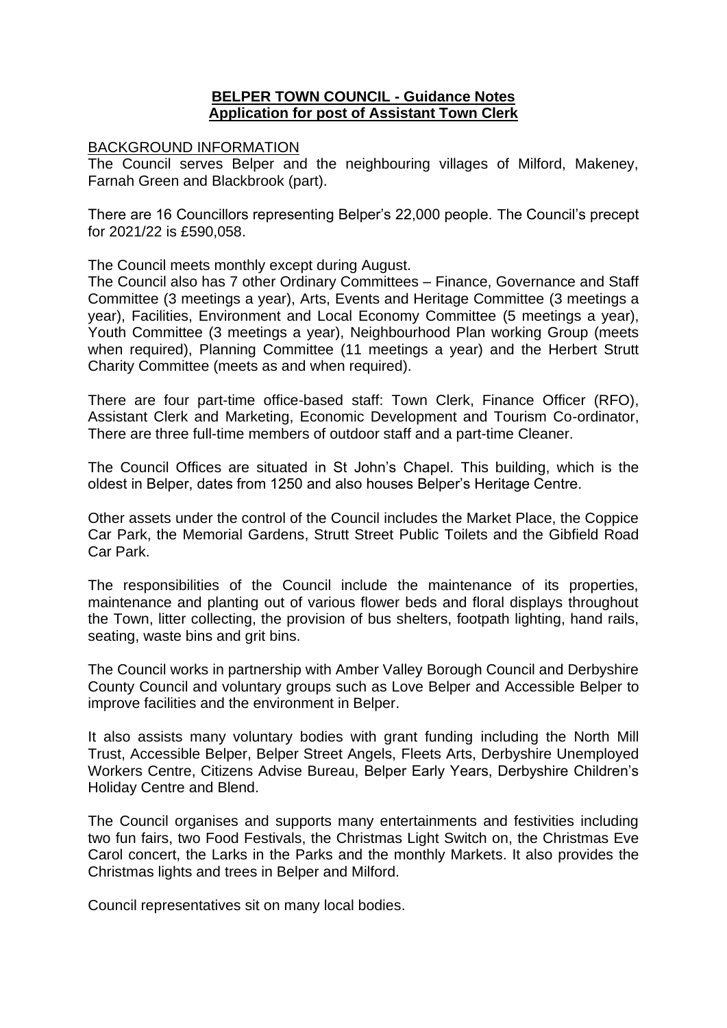**BELPER TOWN COUNCIL - Guidance Notes**
**Application for post of Assistant Town Clerk**

BACKGROUND INFORMATION

The Council serves Belper and the neighbouring villages of Milford, Makeney, Farnah Green and Blackbrook (part).

There are 16 Councillors representing Belper's 22,000 people. The Council's precept for 2021/22 is £590,058.

The Council meets monthly except during August.
The Council also has 7 other Ordinary Committees – Finance, Governance and Staff Committee (3 meetings a year), Arts, Events and Heritage Committee (3 meetings a year), Facilities, Environment and Local Economy Committee (5 meetings a year), Youth Committee (3 meetings a year), Neighbourhood Plan working Group (meets when required), Planning Committee (11 meetings a year) and the Herbert Strutt Charity Committee (meets as and when required).

There are four part-time office-based staff: Town Clerk, Finance Officer (RFO), Assistant Clerk and Marketing, Economic Development and Tourism Co-ordinator, There are three full-time members of outdoor staff and a part-time Cleaner.

The Council Offices are situated in St John's Chapel. This building, which is the oldest in Belper, dates from 1250 and also houses Belper's Heritage Centre.

Other assets under the control of the Council includes the Market Place, the Coppice Car Park, the Memorial Gardens, Strutt Street Public Toilets and the Gibfield Road Car Park.

The responsibilities of the Council include the maintenance of its properties, maintenance and planting out of various flower beds and floral displays throughout the Town, litter collecting, the provision of bus shelters, footpath lighting, hand rails, seating, waste bins and grit bins.

The Council works in partnership with Amber Valley Borough Council and Derbyshire County Council and voluntary groups such as Love Belper and Accessible Belper to improve facilities and the environment in Belper.

It also assists many voluntary bodies with grant funding including the North Mill Trust, Accessible Belper, Belper Street Angels, Fleets Arts, Derbyshire Unemployed Workers Centre, Citizens Advise Bureau, Belper Early Years, Derbyshire Children's Holiday Centre and Blend.

The Council organises and supports many entertainments and festivities including two fun fairs, two Food Festivals, the Christmas Light Switch on, the Christmas Eve Carol concert, the Larks in the Parks and the monthly Markets. It also provides the Christmas lights and trees in Belper and Milford.

Council representatives sit on many local bodies.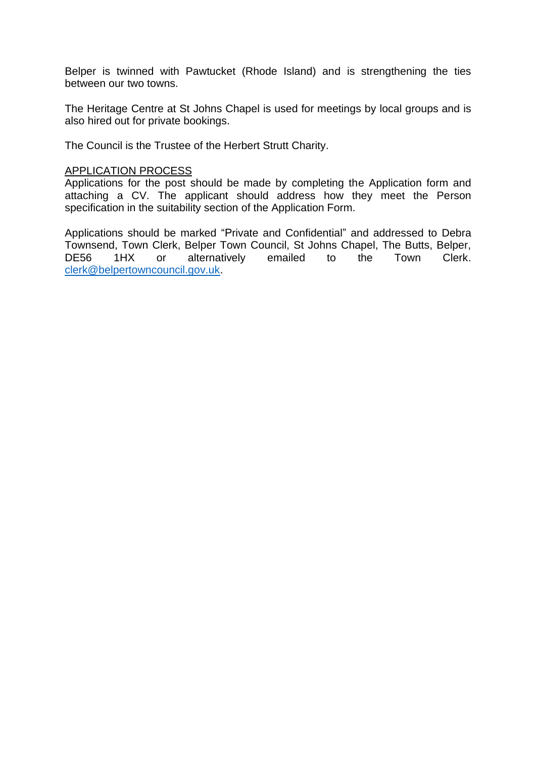Belper is twinned with Pawtucket (Rhode Island) and is strengthening the ties between our two towns.

The Heritage Centre at St Johns Chapel is used for meetings by local groups and is also hired out for private bookings.

The Council is the Trustee of the Herbert Strutt Charity.

APPLICATION PROCESS

Applications for the post should be made by completing the Application form and attaching a CV. The applicant should address how they meet the Person specification in the suitability section of the Application Form.

Applications should be marked "Private and Confidential" and addressed to Debra Townsend, Town Clerk, Belper Town Council, St Johns Chapel, The Butts, Belper, DE56 1HX or alternatively emailed to the Town Clerk. clerk@belpertowncouncil.gov.uk.